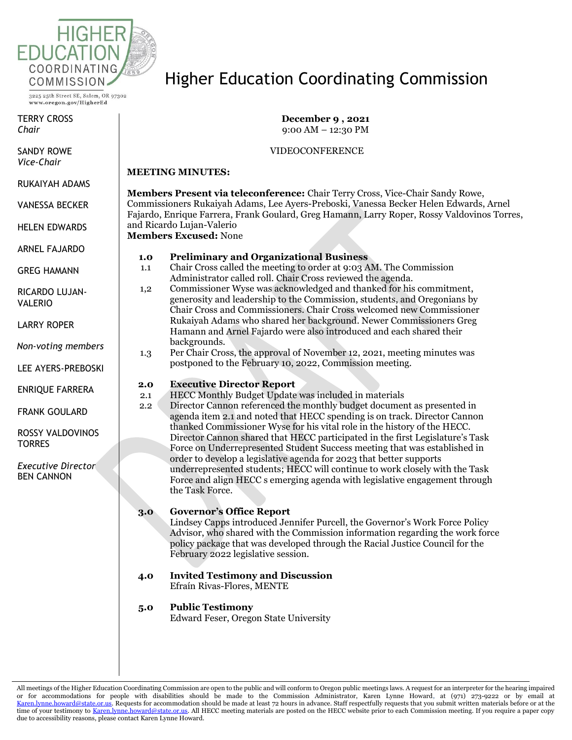# Higher Education Coordinating Commission

3225 25th Street SE, Salem, OR 97302
www.oregon.gov/HigherEd

TERRY CROSS
*Chair*

SANDY ROWE
*Vice-Chair*

RUKAIYAH ADAMS

VANESSA BECKER

HELEN EDWARDS

ARNEL FAJARDO

GREG HAMANN

RICARDO LUJAN-VALERIO

LARRY ROPER

*Non-voting members*

LEE AYERS-PREBOSKI

ENRIQUE FARRERA

FRANK GOULARD

ROSSY VALDOVINOS TORRES

*Executive Director*
BEN CANNON

**December 9 , 2021**
9:00 AM – 12:30 PM

VIDEOCONFERENCE

**MEETING MINUTES:**

**Members Present via teleconference:** Chair Terry Cross, Vice-Chair Sandy Rowe, Commissioners Rukaiyah Adams, Lee Ayers-Preboski, Vanessa Becker Helen Edwards, Arnel Fajardo, Enrique Farrera, Frank Goulard, Greg Hamann, Larry Roper, Rossy Valdovinos Torres, and Ricardo Lujan-Valerio
**Members Excused:** None

**1.0 Preliminary and Organizational Business**

1.1 Chair Cross called the meeting to order at 9:03 AM. The Commission Administrator called roll. Chair Cross reviewed the agenda.

1,2 Commissioner Wyse was acknowledged and thanked for his commitment, generosity and leadership to the Commission, students, and Oregonians by Chair Cross and Commissioners. Chair Cross welcomed new Commissioner Rukaiyah Adams who shared her background. Newer Commissioners Greg Hamann and Arnel Fajardo were also introduced and each shared their backgrounds.

1.3 Per Chair Cross, the approval of November 12, 2021, meeting minutes was postponed to the February 10, 2022, Commission meeting.

**2.0 Executive Director Report**

2.1 HECC Monthly Budget Update was included in materials

2.2 Director Cannon referenced the monthly budget document as presented in agenda item 2.1 and noted that HECC spending is on track. Director Cannon thanked Commissioner Wyse for his vital role in the history of the HECC. Director Cannon shared that HECC participated in the first Legislature's Task Force on Underrepresented Student Success meeting that was established in order to develop a legislative agenda for 2023 that better supports underrepresented students; HECC will continue to work closely with the Task Force and align HECC s emerging agenda with legislative engagement through the Task Force.

**3.0 Governor's Office Report**

Lindsey Capps introduced Jennifer Purcell, the Governor's Work Force Policy Advisor, who shared with the Commission information regarding the work force policy package that was developed through the Racial Justice Council for the February 2022 legislative session.

**4.0 Invited Testimony and Discussion**

Efraín Rivas-Flores, MENTE

**5.0 Public Testimony**

Edward Feser, Oregon State University

All meetings of the Higher Education Coordinating Commission are open to the public and will conform to Oregon public meetings laws. A request for an interpreter for the hearing impaired or for accommodations for people with disabilities should be made to the Commission Administrator, Karen Lynne Howard, at (971) 273-9222 or by email at Karen.lynne.howard@state.or.us. Requests for accommodation should be made at least 72 hours in advance. Staff respectfully requests that you submit written materials before or at the time of your testimony to Karen.lynne.howard@state.or.us. All HECC meeting materials are posted on the HECC website prior to each Commission meeting. If you require a paper copy due to accessibility reasons, please contact Karen Lynne Howard.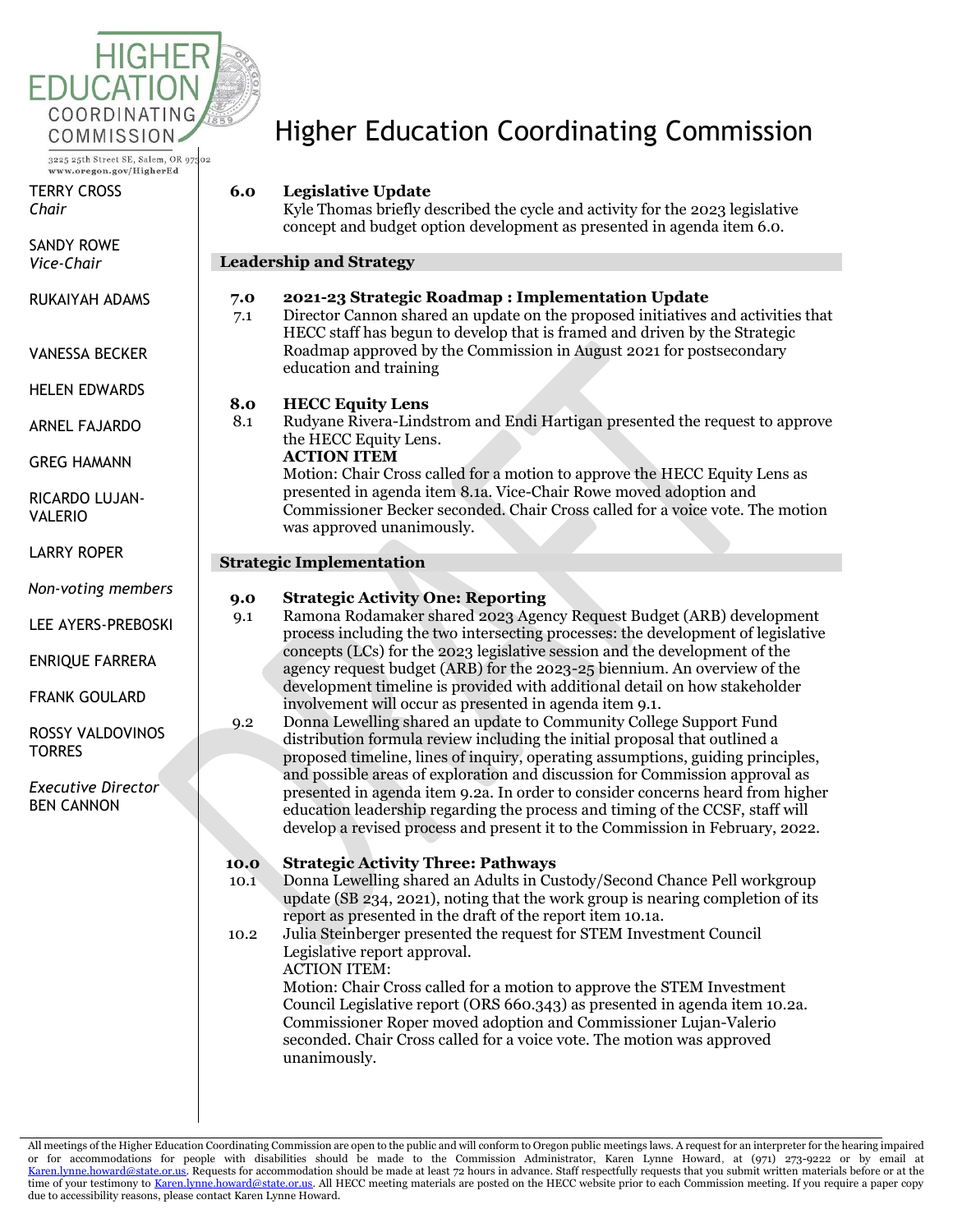# Higher Education Coordinating Commission

3225 25th Street SE, Salem, OR 97302
www.oregon.gov/HigherEd

TERRY CROSS
*Chair*

SANDY ROWE
*Vice-Chair*

RUKAIYAH ADAMS

VANESSA BECKER

HELEN EDWARDS

ARNEL FAJARDO

GREG HAMANN

RICARDO LUJAN-VALERIO

LARRY ROPER

*Non-voting members*

LEE AYERS-PREBOSKI

ENRIQUE FARRERA

FRANK GOULARD

ROSSY VALDOVINOS TORRES

*Executive Director*
BEN CANNON

**6.0 Legislative Update**
Kyle Thomas briefly described the cycle and activity for the 2023 legislative concept and budget option development as presented in agenda item 6.0.

## Leadership and Strategy

**7.0 2021-23 Strategic Roadmap : Implementation Update**

7.1 Director Cannon shared an update on the proposed initiatives and activities that HECC staff has begun to develop that is framed and driven by the Strategic Roadmap approved by the Commission in August 2021 for postsecondary education and training

**8.0 HECC Equity Lens**

8.1 Rudyane Rivera-Lindstrom and Endi Hartigan presented the request to approve the HECC Equity Lens.
**ACTION ITEM**
Motion: Chair Cross called for a motion to approve the HECC Equity Lens as presented in agenda item 8.1a. Vice-Chair Rowe moved adoption and Commissioner Becker seconded. Chair Cross called for a voice vote. The motion was approved unanimously.

## Strategic Implementation

**9.0 Strategic Activity One: Reporting**

9.1 Ramona Rodamaker shared 2023 Agency Request Budget (ARB) development process including the two intersecting processes: the development of legislative concepts (LCs) for the 2023 legislative session and the development of the agency request budget (ARB) for the 2023-25 biennium. An overview of the development timeline is provided with additional detail on how stakeholder involvement will occur as presented in agenda item 9.1.

9.2 Donna Lewelling shared an update to Community College Support Fund distribution formula review including the initial proposal that outlined a proposed timeline, lines of inquiry, operating assumptions, guiding principles, and possible areas of exploration and discussion for Commission approval as presented in agenda item 9.2a. In order to consider concerns heard from higher education leadership regarding the process and timing of the CCSF, staff will develop a revised process and present it to the Commission in February, 2022.

**10.0 Strategic Activity Three: Pathways**

10.1 Donna Lewelling shared an Adults in Custody/Second Chance Pell workgroup update (SB 234, 2021), noting that the work group is nearing completion of its report as presented in the draft of the report item 10.1a.

10.2 Julia Steinberger presented the request for STEM Investment Council Legislative report approval.
ACTION ITEM:
Motion: Chair Cross called for a motion to approve the STEM Investment Council Legislative report (ORS 660.343) as presented in agenda item 10.2a. Commissioner Roper moved adoption and Commissioner Lujan-Valerio seconded. Chair Cross called for a voice vote. The motion was approved unanimously.

All meetings of the Higher Education Coordinating Commission are open to the public and will conform to Oregon public meetings laws. A request for an interpreter for the hearing impaired or for accommodations for people with disabilities should be made to the Commission Administrator, Karen Lynne Howard, at (971) 273-9222 or by email at Karen.lynne.howard@state.or.us. Requests for accommodation should be made at least 72 hours in advance. Staff respectfully requests that you submit written materials before or at the time of your testimony to Karen.lynne.howard@state.or.us. All HECC meeting materials are posted on the HECC website prior to each Commission meeting. If you require a paper copy due to accessibility reasons, please contact Karen Lynne Howard.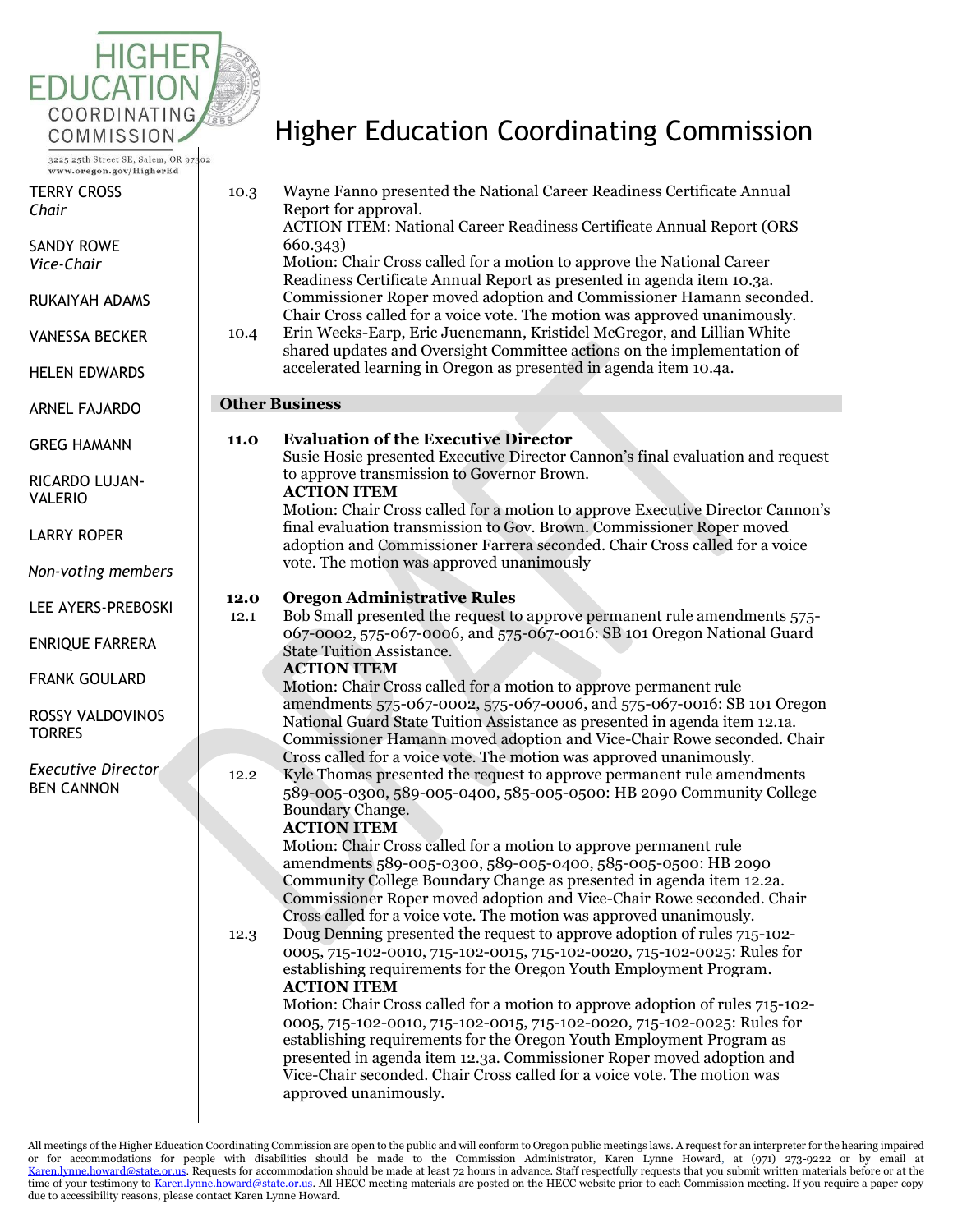# Higher Education Coordinating Commission

TERRY CROSS
*Chair*

SANDY ROWE
*Vice-Chair*

RUKAIYAH ADAMS

VANESSA BECKER

HELEN EDWARDS

ARNEL FAJARDO

GREG HAMANN

RICARDO LUJAN-VALERIO

LARRY ROPER

*Non-voting members*

LEE AYERS-PREBOSKI

ENRIQUE FARRERA

FRANK GOULARD

ROSSY VALDOVINOS TORRES

*Executive Director*
BEN CANNON

10.3 Wayne Fanno presented the National Career Readiness Certificate Annual Report for approval.
ACTION ITEM: National Career Readiness Certificate Annual Report (ORS 660.343)
Motion: Chair Cross called for a motion to approve the National Career Readiness Certificate Annual Report as presented in agenda item 10.3a. Commissioner Roper moved adoption and Commissioner Hamann seconded. Chair Cross called for a voice vote. The motion was approved unanimously.

10.4 Erin Weeks-Earp, Eric Juenemann, Kristidel McGregor, and Lillian White shared updates and Oversight Committee actions on the implementation of accelerated learning in Oregon as presented in agenda item 10.4a.

## Other Business

**11.0 Evaluation of the Executive Director**
Susie Hosie presented Executive Director Cannon's final evaluation and request to approve transmission to Governor Brown.
**ACTION ITEM**
Motion: Chair Cross called for a motion to approve Executive Director Cannon's final evaluation transmission to Gov. Brown. Commissioner Roper moved adoption and Commissioner Farrera seconded. Chair Cross called for a voice vote. The motion was approved unanimously

**12.0 Oregon Administrative Rules**

12.1 Bob Small presented the request to approve permanent rule amendments 575-067-0002, 575-067-0006, and 575-067-0016: SB 101 Oregon National Guard State Tuition Assistance.
**ACTION ITEM**
Motion: Chair Cross called for a motion to approve permanent rule amendments 575-067-0002, 575-067-0006, and 575-067-0016: SB 101 Oregon National Guard State Tuition Assistance as presented in agenda item 12.1a. Commissioner Hamann moved adoption and Vice-Chair Rowe seconded. Chair Cross called for a voice vote. The motion was approved unanimously.

12.2 Kyle Thomas presented the request to approve permanent rule amendments 589-005-0300, 589-005-0400, 585-005-0500: HB 2090 Community College Boundary Change.
**ACTION ITEM**
Motion: Chair Cross called for a motion to approve permanent rule amendments 589-005-0300, 589-005-0400, 585-005-0500: HB 2090 Community College Boundary Change as presented in agenda item 12.2a. Commissioner Roper moved adoption and Vice-Chair Rowe seconded. Chair Cross called for a voice vote. The motion was approved unanimously.

12.3 Doug Denning presented the request to approve adoption of rules 715-102-0005, 715-102-0010, 715-102-0015, 715-102-0020, 715-102-0025: Rules for establishing requirements for the Oregon Youth Employment Program.
**ACTION ITEM**
Motion: Chair Cross called for a motion to approve adoption of rules 715-102-0005, 715-102-0010, 715-102-0015, 715-102-0020, 715-102-0025: Rules for establishing requirements for the Oregon Youth Employment Program as presented in agenda item 12.3a. Commissioner Roper moved adoption and Vice-Chair seconded. Chair Cross called for a voice vote. The motion was approved unanimously.

All meetings of the Higher Education Coordinating Commission are open to the public and will conform to Oregon public meetings laws. A request for an interpreter for the hearing impaired or for accommodations for people with disabilities should be made to the Commission Administrator, Karen Lynne Howard, at (971) 273-9222 or by email at Karen.lynne.howard@state.or.us. Requests for accommodation should be made at least 72 hours in advance. Staff respectfully requests that you submit written materials before or at the time of your testimony to Karen.lynne.howard@state.or.us. All HECC meeting materials are posted on the HECC website prior to each Commission meeting. If you require a paper copy due to accessibility reasons, please contact Karen Lynne Howard.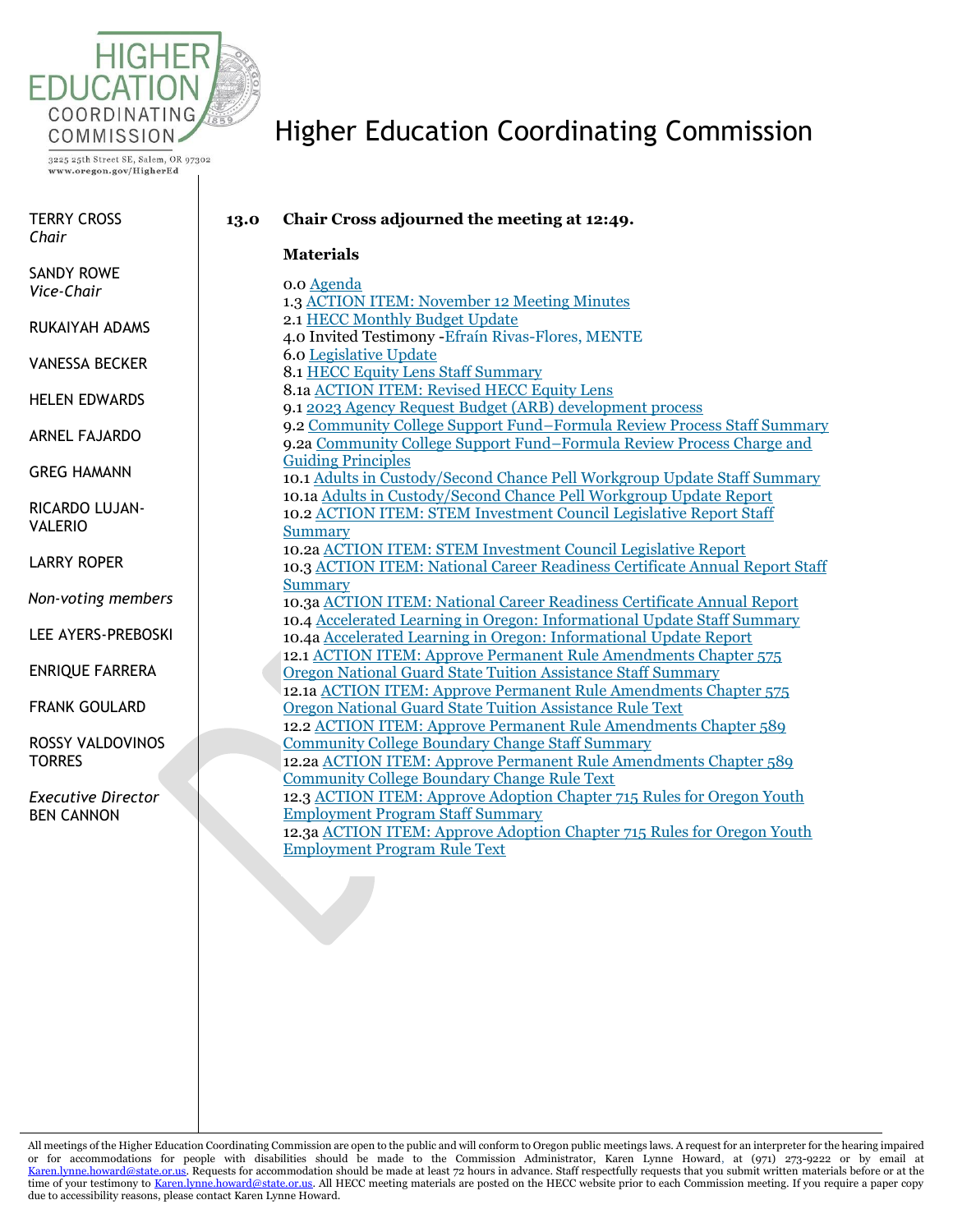Higher Education Coordinating Commission

3225 25th Street SE, Salem, OR 97302
www.oregon.gov/HigherEd

TERRY CROSS
*Chair*

SANDY ROWE
*Vice-Chair*

RUKAIYAH ADAMS

VANESSA BECKER

HELEN EDWARDS

ARNEL FAJARDO

GREG HAMANN

RICARDO LUJAN-VALERIO

LARRY ROPER

*Non-voting members*

LEE AYERS-PREBOSKI

ENRIQUE FARRERA

FRANK GOULARD

ROSSY VALDOVINOS TORRES

*Executive Director*
BEN CANNON

**13.0 Chair Cross adjourned the meeting at 12:49.**

**Materials**

0.0 Agenda
1.3 ACTION ITEM: November 12 Meeting Minutes
2.1 HECC Monthly Budget Update
4.0 Invited Testimony -Efraín Rivas-Flores, MENTE
6.0 Legislative Update
8.1 HECC Equity Lens Staff Summary
8.1a ACTION ITEM: Revised HECC Equity Lens
9.1 2023 Agency Request Budget (ARB) development process
9.2 Community College Support Fund–Formula Review Process Staff Summary
9.2a Community College Support Fund–Formula Review Process Charge and Guiding Principles
10.1 Adults in Custody/Second Chance Pell Workgroup Update Staff Summary
10.1a Adults in Custody/Second Chance Pell Workgroup Update Report
10.2 ACTION ITEM: STEM Investment Council Legislative Report Staff Summary
10.2a ACTION ITEM: STEM Investment Council Legislative Report
10.3 ACTION ITEM: National Career Readiness Certificate Annual Report Staff Summary
10.3a ACTION ITEM: National Career Readiness Certificate Annual Report
10.4 Accelerated Learning in Oregon: Informational Update Staff Summary
10.4a Accelerated Learning in Oregon: Informational Update Report
12.1 ACTION ITEM: Approve Permanent Rule Amendments Chapter 575 Oregon National Guard State Tuition Assistance Staff Summary
12.1a ACTION ITEM: Approve Permanent Rule Amendments Chapter 575 Oregon National Guard State Tuition Assistance Rule Text
12.2 ACTION ITEM: Approve Permanent Rule Amendments Chapter 589 Community College Boundary Change Staff Summary
12.2a ACTION ITEM: Approve Permanent Rule Amendments Chapter 589 Community College Boundary Change Rule Text
12.3 ACTION ITEM: Approve Adoption Chapter 715 Rules for Oregon Youth Employment Program Staff Summary
12.3a ACTION ITEM: Approve Adoption Chapter 715 Rules for Oregon Youth Employment Program Rule Text

All meetings of the Higher Education Coordinating Commission are open to the public and will conform to Oregon public meetings laws. A request for an interpreter for the hearing impaired or for accommodations for people with disabilities should be made to the Commission Administrator, Karen Lynne Howard, at (971) 273-9222 or by email at Karen.lynne.howard@state.or.us. Requests for accommodation should be made at least 72 hours in advance. Staff respectfully requests that you submit written materials before or at the time of your testimony to Karen.lynne.howard@state.or.us. All HECC meeting materials are posted on the HECC website prior to each Commission meeting. If you require a paper copy due to accessibility reasons, please contact Karen Lynne Howard.